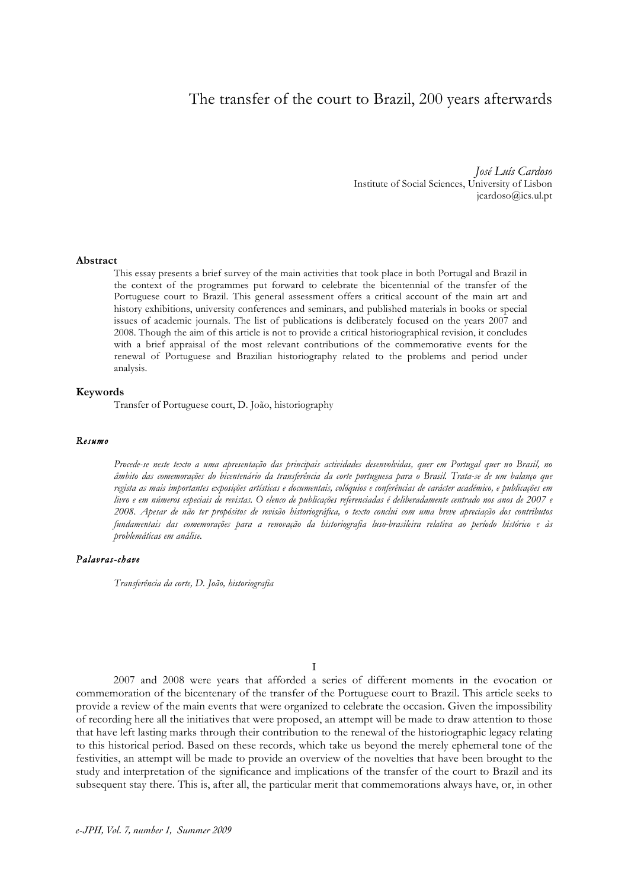# The transfer of the court to Brazil, 200 years afterwards

*José Luís Cardoso*
Institute of Social Sciences, University of Lisbon
jcardoso@ics.ul.pt

**Abstract**

This essay presents a brief survey of the main activities that took place in both Portugal and Brazil in the context of the programmes put forward to celebrate the bicentennial of the transfer of the Portuguese court to Brazil. This general assessment offers a critical account of the main art and history exhibitions, university conferences and seminars, and published materials in books or special issues of academic journals. The list of publications is deliberately focused on the years 2007 and 2008. Though the aim of this article is not to provide a critical historiographical revision, it concludes with a brief appraisal of the most relevant contributions of the commemorative events for the renewal of Portuguese and Brazilian historiography related to the problems and period under analysis.

**Keywords**

Transfer of Portuguese court, D. João, historiography

***Resumo***

*Procede-se neste texto a uma apresentação das principais actividades desenvolvidas, quer em Portugal quer no Brasil, no âmbito das comemorações do bicentenário da transferência da corte portuguesa para o Brasil. Trata-se de um balanço que regista as mais importantes exposições artísticas e documentais, colóquios e conferências de carácter académico, e publicações em livro e em números especiais de revistas. O elenco de publicações referenciadas é deliberadamente centrado nos anos de 2007 e 2008. Apesar de não ter propósitos de revisão historiográfica, o texto conclui com uma breve apreciação dos contributos fundamentais das comemorações para a renovação da historiografia luso-brasileira relativa ao período histórico e às problemáticas em análise.*

***Palavras-chave***

*Transferência da corte, D. João, historiografia*

I

2007 and 2008 were years that afforded a series of different moments in the evocation or commemoration of the bicentenary of the transfer of the Portuguese court to Brazil. This article seeks to provide a review of the main events that were organized to celebrate the occasion. Given the impossibility of recording here all the initiatives that were proposed, an attempt will be made to draw attention to those that have left lasting marks through their contribution to the renewal of the historiographic legacy relating to this historical period. Based on these records, which take us beyond the merely ephemeral tone of the festivities, an attempt will be made to provide an overview of the novelties that have been brought to the study and interpretation of the significance and implications of the transfer of the court to Brazil and its subsequent stay there. This is, after all, the particular merit that commemorations always have, or, in other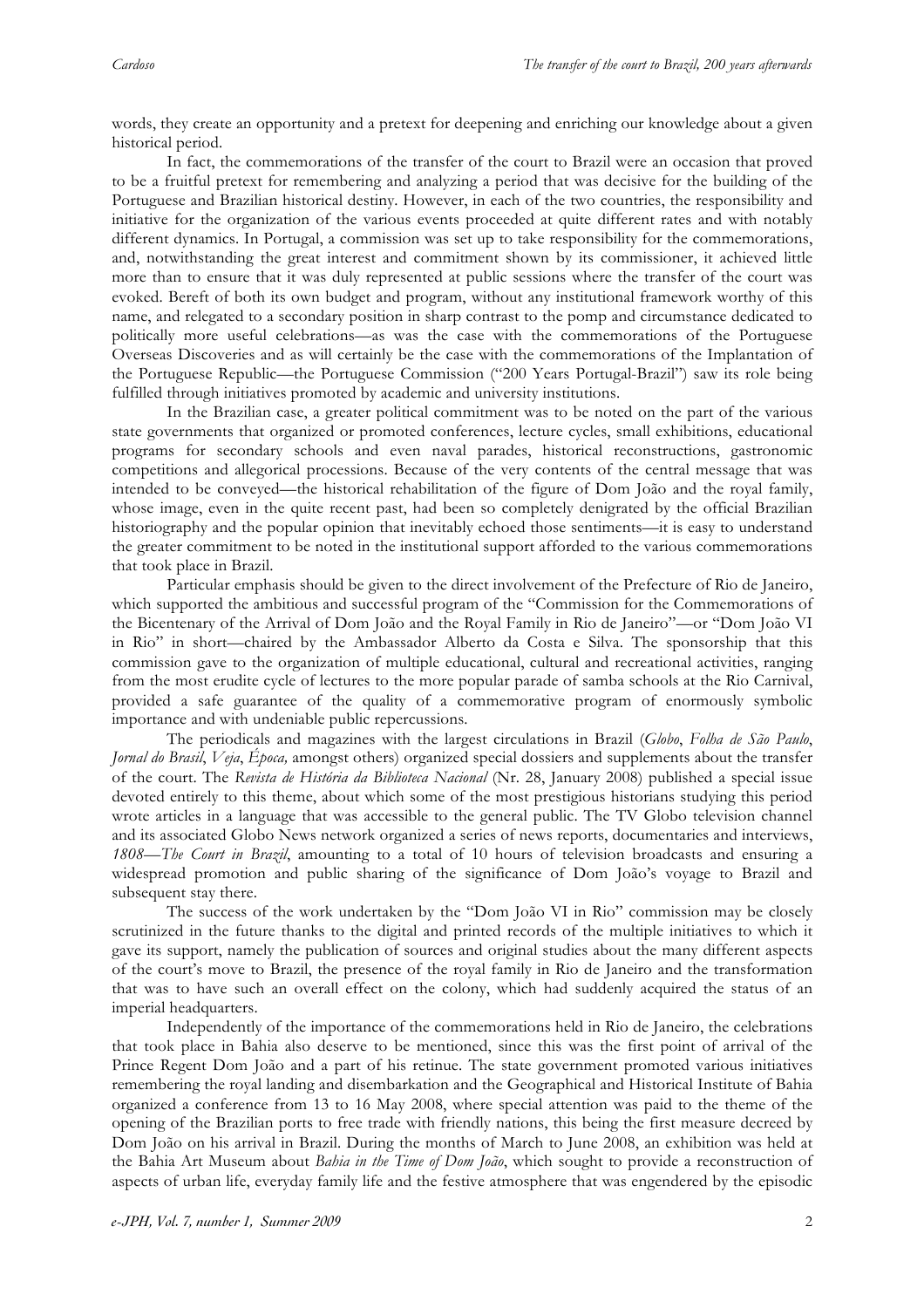words, they create an opportunity and a pretext for deepening and enriching our knowledge about a given historical period.

In fact, the commemorations of the transfer of the court to Brazil were an occasion that proved to be a fruitful pretext for remembering and analyzing a period that was decisive for the building of the Portuguese and Brazilian historical destiny. However, in each of the two countries, the responsibility and initiative for the organization of the various events proceeded at quite different rates and with notably different dynamics. In Portugal, a commission was set up to take responsibility for the commemorations, and, notwithstanding the great interest and commitment shown by its commissioner, it achieved little more than to ensure that it was duly represented at public sessions where the transfer of the court was evoked. Bereft of both its own budget and program, without any institutional framework worthy of this name, and relegated to a secondary position in sharp contrast to the pomp and circumstance dedicated to politically more useful celebrations—as was the case with the commemorations of the Portuguese Overseas Discoveries and as will certainly be the case with the commemorations of the Implantation of the Portuguese Republic—the Portuguese Commission ("200 Years Portugal-Brazil") saw its role being fulfilled through initiatives promoted by academic and university institutions.

In the Brazilian case, a greater political commitment was to be noted on the part of the various state governments that organized or promoted conferences, lecture cycles, small exhibitions, educational programs for secondary schools and even naval parades, historical reconstructions, gastronomic competitions and allegorical processions. Because of the very contents of the central message that was intended to be conveyed—the historical rehabilitation of the figure of Dom João and the royal family, whose image, even in the quite recent past, had been so completely denigrated by the official Brazilian historiography and the popular opinion that inevitably echoed those sentiments—it is easy to understand the greater commitment to be noted in the institutional support afforded to the various commemorations that took place in Brazil.

Particular emphasis should be given to the direct involvement of the Prefecture of Rio de Janeiro, which supported the ambitious and successful program of the "Commission for the Commemorations of the Bicentenary of the Arrival of Dom João and the Royal Family in Rio de Janeiro"—or "Dom João VI in Rio" in short—chaired by the Ambassador Alberto da Costa e Silva. The sponsorship that this commission gave to the organization of multiple educational, cultural and recreational activities, ranging from the most erudite cycle of lectures to the more popular parade of samba schools at the Rio Carnival, provided a safe guarantee of the quality of a commemorative program of enormously symbolic importance and with undeniable public repercussions.

The periodicals and magazines with the largest circulations in Brazil (*Globo*, *Folha de São Paulo*, *Jornal do Brasil*, *Veja*, *Época,* amongst others) organized special dossiers and supplements about the transfer of the court. The *Revista de História da Biblioteca Nacional* (Nr. 28, January 2008) published a special issue devoted entirely to this theme, about which some of the most prestigious historians studying this period wrote articles in a language that was accessible to the general public. The TV Globo television channel and its associated Globo News network organized a series of news reports, documentaries and interviews, *1808—The Court in Brazil*, amounting to a total of 10 hours of television broadcasts and ensuring a widespread promotion and public sharing of the significance of Dom João's voyage to Brazil and subsequent stay there.

The success of the work undertaken by the "Dom João VI in Rio" commission may be closely scrutinized in the future thanks to the digital and printed records of the multiple initiatives to which it gave its support, namely the publication of sources and original studies about the many different aspects of the court's move to Brazil, the presence of the royal family in Rio de Janeiro and the transformation that was to have such an overall effect on the colony, which had suddenly acquired the status of an imperial headquarters.

Independently of the importance of the commemorations held in Rio de Janeiro, the celebrations that took place in Bahia also deserve to be mentioned, since this was the first point of arrival of the Prince Regent Dom João and a part of his retinue. The state government promoted various initiatives remembering the royal landing and disembarkation and the Geographical and Historical Institute of Bahia organized a conference from 13 to 16 May 2008, where special attention was paid to the theme of the opening of the Brazilian ports to free trade with friendly nations, this being the first measure decreed by Dom João on his arrival in Brazil. During the months of March to June 2008, an exhibition was held at the Bahia Art Museum about *Bahia in the Time of Dom João*, which sought to provide a reconstruction of aspects of urban life, everyday family life and the festive atmosphere that was engendered by the episodic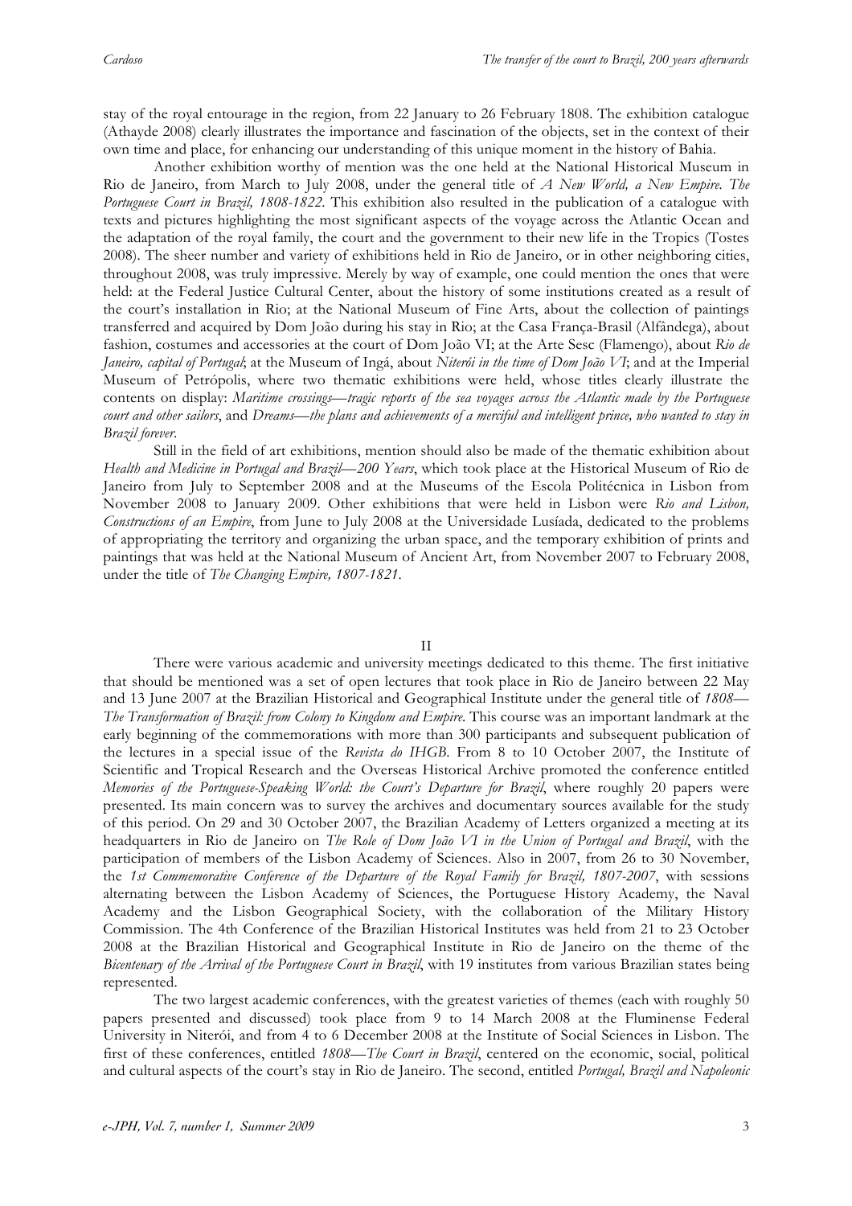stay of the royal entourage in the region, from 22 January to 26 February 1808. The exhibition catalogue (Athayde 2008) clearly illustrates the importance and fascination of the objects, set in the context of their own time and place, for enhancing our understanding of this unique moment in the history of Bahia.

Another exhibition worthy of mention was the one held at the National Historical Museum in Rio de Janeiro, from March to July 2008, under the general title of *A New World, a New Empire. The Portuguese Court in Brazil, 1808-1822*. This exhibition also resulted in the publication of a catalogue with texts and pictures highlighting the most significant aspects of the voyage across the Atlantic Ocean and the adaptation of the royal family, the court and the government to their new life in the Tropics (Tostes 2008). The sheer number and variety of exhibitions held in Rio de Janeiro, or in other neighboring cities, throughout 2008, was truly impressive. Merely by way of example, one could mention the ones that were held: at the Federal Justice Cultural Center, about the history of some institutions created as a result of the court's installation in Rio; at the National Museum of Fine Arts, about the collection of paintings transferred and acquired by Dom João during his stay in Rio; at the Casa França-Brasil (Alfândega), about fashion, costumes and accessories at the court of Dom João VI; at the Arte Sesc (Flamengo), about *Rio de Janeiro, capital of Portugal*; at the Museum of Ingá, about *Niterói in the time of Dom João VI*; and at the Imperial Museum of Petrópolis, where two thematic exhibitions were held, whose titles clearly illustrate the contents on display: *Maritime crossings—tragic reports of the sea voyages across the Atlantic made by the Portuguese court and other sailors*, and *Dreams—the plans and achievements of a merciful and intelligent prince, who wanted to stay in Brazil forever*.

Still in the field of art exhibitions, mention should also be made of the thematic exhibition about *Health and Medicine in Portugal and Brazil—200 Years*, which took place at the Historical Museum of Rio de Janeiro from July to September 2008 and at the Museums of the Escola Politécnica in Lisbon from November 2008 to January 2009. Other exhibitions that were held in Lisbon were *Rio and Lisbon, Constructions of an Empire*, from June to July 2008 at the Universidade Lusíada, dedicated to the problems of appropriating the territory and organizing the urban space, and the temporary exhibition of prints and paintings that was held at the National Museum of Ancient Art, from November 2007 to February 2008, under the title of *The Changing Empire, 1807-1821*.

## II

There were various academic and university meetings dedicated to this theme. The first initiative that should be mentioned was a set of open lectures that took place in Rio de Janeiro between 22 May and 13 June 2007 at the Brazilian Historical and Geographical Institute under the general title of *1808—The Transformation of Brazil: from Colony to Kingdom and Empire*. This course was an important landmark at the early beginning of the commemorations with more than 300 participants and subsequent publication of the lectures in a special issue of the *Revista do IHGB*. From 8 to 10 October 2007, the Institute of Scientific and Tropical Research and the Overseas Historical Archive promoted the conference entitled *Memories of the Portuguese-Speaking World: the Court's Departure for Brazil*, where roughly 20 papers were presented. Its main concern was to survey the archives and documentary sources available for the study of this period. On 29 and 30 October 2007, the Brazilian Academy of Letters organized a meeting at its headquarters in Rio de Janeiro on *The Role of Dom João VI in the Union of Portugal and Brazil*, with the participation of members of the Lisbon Academy of Sciences. Also in 2007, from 26 to 30 November, the *1st Commemorative Conference of the Departure of the Royal Family for Brazil, 1807-2007*, with sessions alternating between the Lisbon Academy of Sciences, the Portuguese History Academy, the Naval Academy and the Lisbon Geographical Society, with the collaboration of the Military History Commission. The 4th Conference of the Brazilian Historical Institutes was held from 21 to 23 October 2008 at the Brazilian Historical and Geographical Institute in Rio de Janeiro on the theme of the *Bicentenary of the Arrival of the Portuguese Court in Brazil*, with 19 institutes from various Brazilian states being represented.

The two largest academic conferences, with the greatest varieties of themes (each with roughly 50 papers presented and discussed) took place from 9 to 14 March 2008 at the Fluminense Federal University in Niterói, and from 4 to 6 December 2008 at the Institute of Social Sciences in Lisbon. The first of these conferences, entitled *1808—The Court in Brazil*, centered on the economic, social, political and cultural aspects of the court's stay in Rio de Janeiro. The second, entitled *Portugal, Brazil and Napoleonic*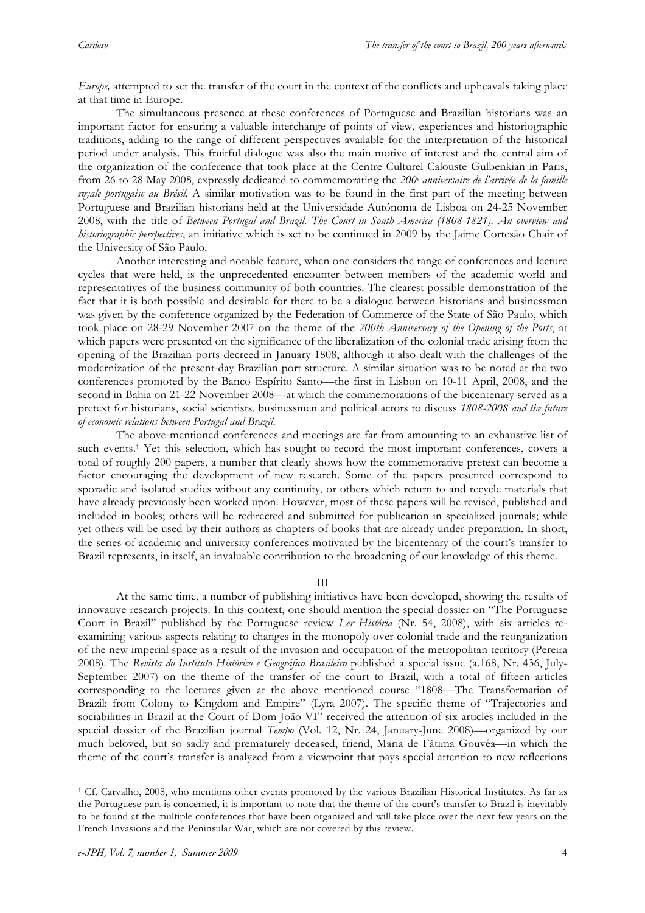*Europe,* attempted to set the transfer of the court in the context of the conflicts and upheavals taking place at that time in Europe.

The simultaneous presence at these conferences of Portuguese and Brazilian historians was an important factor for ensuring a valuable interchange of points of view, experiences and historiographic traditions, adding to the range of different perspectives available for the interpretation of the historical period under analysis. This fruitful dialogue was also the main motive of interest and the central aim of the organization of the conference that took place at the Centre Culturel Calouste Gulbenkian in Paris, from 26 to 28 May 2008, expressly dedicated to commemorating the *200e anniversaire de l'arrivée de la famille royale portugaise au Brésil*. A similar motivation was to be found in the first part of the meeting between Portuguese and Brazilian historians held at the Universidade Autónoma de Lisboa on 24-25 November 2008, with the title of *Between Portugal and Brazil. The Court in South America (1808-1821). An overview and historiographic perspectives*, an initiative which is set to be continued in 2009 by the Jaime Cortesão Chair of the University of São Paulo.

Another interesting and notable feature, when one considers the range of conferences and lecture cycles that were held, is the unprecedented encounter between members of the academic world and representatives of the business community of both countries. The clearest possible demonstration of the fact that it is both possible and desirable for there to be a dialogue between historians and businessmen was given by the conference organized by the Federation of Commerce of the State of São Paulo, which took place on 28-29 November 2007 on the theme of the *200th Anniversary of the Opening of the Ports*, at which papers were presented on the significance of the liberalization of the colonial trade arising from the opening of the Brazilian ports decreed in January 1808, although it also dealt with the challenges of the modernization of the present-day Brazilian port structure. A similar situation was to be noted at the two conferences promoted by the Banco Espírito Santo—the first in Lisbon on 10-11 April, 2008, and the second in Bahia on 21-22 November 2008—at which the commemorations of the bicentenary served as a pretext for historians, social scientists, businessmen and political actors to discuss *1808-2008 and the future of economic relations between Portugal and Brazil*.

The above-mentioned conferences and meetings are far from amounting to an exhaustive list of such events.[1] Yet this selection, which has sought to record the most important conferences, covers a total of roughly 200 papers, a number that clearly shows how the commemorative pretext can become a factor encouraging the development of new research. Some of the papers presented correspond to sporadic and isolated studies without any continuity, or others which return to and recycle materials that have already previously been worked upon. However, most of these papers will be revised, published and included in books; others will be redirected and submitted for publication in specialized journals; while yet others will be used by their authors as chapters of books that are already under preparation. In short, the series of academic and university conferences motivated by the bicentenary of the court's transfer to Brazil represents, in itself, an invaluable contribution to the broadening of our knowledge of this theme.

## III

At the same time, a number of publishing initiatives have been developed, showing the results of innovative research projects. In this context, one should mention the special dossier on "The Portuguese Court in Brazil" published by the Portuguese review *Ler História* (Nr. 54, 2008), with six articles re-examining various aspects relating to changes in the monopoly over colonial trade and the reorganization of the new imperial space as a result of the invasion and occupation of the metropolitan territory (Pereira 2008). The *Revista do Instituto Histórico e Geográfico Brasileiro* published a special issue (a.168, Nr. 436, July-September 2007) on the theme of the transfer of the court to Brazil, with a total of fifteen articles corresponding to the lectures given at the above mentioned course "1808—The Transformation of Brazil: from Colony to Kingdom and Empire" (Lyra 2007). The specific theme of "Trajectories and sociabilities in Brazil at the Court of Dom João VI" received the attention of six articles included in the special dossier of the Brazilian journal *Tempo* (Vol. 12, Nr. 24, January-June 2008)—organized by our much beloved, but so sadly and prematurely deceased, friend, Maria de Fátima Gouvêa—in which the theme of the court's transfer is analyzed from a viewpoint that pays special attention to new reflections

---

[1] Cf. Carvalho, 2008, who mentions other events promoted by the various Brazilian Historical Institutes. As far as the Portuguese part is concerned, it is important to note that the theme of the court's transfer to Brazil is inevitably to be found at the multiple conferences that have been organized and will take place over the next few years on the French Invasions and the Peninsular War, which are not covered by this review.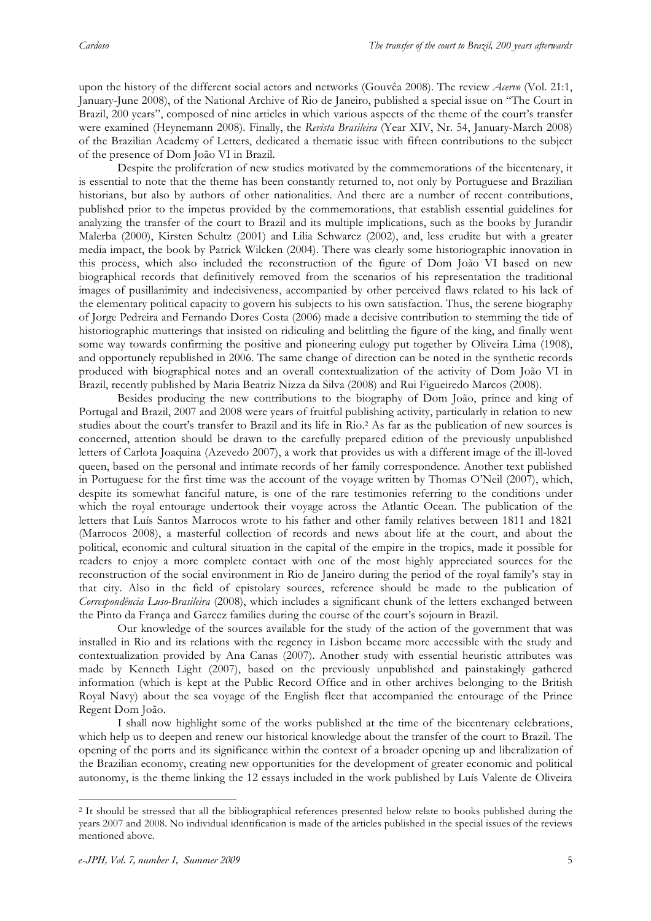upon the history of the different social actors and networks (Gouvêa 2008). The review *Acervo* (Vol. 21:1, January-June 2008), of the National Archive of Rio de Janeiro, published a special issue on "The Court in Brazil, 200 years", composed of nine articles in which various aspects of the theme of the court's transfer were examined (Heynemann 2008). Finally, the *Revista Brasileira* (Year XIV, Nr. 54, January-March 2008) of the Brazilian Academy of Letters, dedicated a thematic issue with fifteen contributions to the subject of the presence of Dom João VI in Brazil.

Despite the proliferation of new studies motivated by the commemorations of the bicentenary, it is essential to note that the theme has been constantly returned to, not only by Portuguese and Brazilian historians, but also by authors of other nationalities. And there are a number of recent contributions, published prior to the impetus provided by the commemorations, that establish essential guidelines for analyzing the transfer of the court to Brazil and its multiple implications, such as the books by Jurandir Malerba (2000), Kirsten Schultz (2001) and Lilia Schwarcz (2002), and, less erudite but with a greater media impact, the book by Patrick Wilcken (2004). There was clearly some historiographic innovation in this process, which also included the reconstruction of the figure of Dom João VI based on new biographical records that definitively removed from the scenarios of his representation the traditional images of pusillanimity and indecisiveness, accompanied by other perceived flaws related to his lack of the elementary political capacity to govern his subjects to his own satisfaction. Thus, the serene biography of Jorge Pedreira and Fernando Dores Costa (2006) made a decisive contribution to stemming the tide of historiographic mutterings that insisted on ridiculing and belittling the figure of the king, and finally went some way towards confirming the positive and pioneering eulogy put together by Oliveira Lima (1908), and opportunely republished in 2006. The same change of direction can be noted in the synthetic records produced with biographical notes and an overall contextualization of the activity of Dom João VI in Brazil, recently published by Maria Beatriz Nizza da Silva (2008) and Rui Figueiredo Marcos (2008).

Besides producing the new contributions to the biography of Dom João, prince and king of Portugal and Brazil, 2007 and 2008 were years of fruitful publishing activity, particularly in relation to new studies about the court's transfer to Brazil and its life in Rio.[2] As far as the publication of new sources is concerned, attention should be drawn to the carefully prepared edition of the previously unpublished letters of Carlota Joaquina (Azevedo 2007), a work that provides us with a different image of the ill-loved queen, based on the personal and intimate records of her family correspondence. Another text published in Portuguese for the first time was the account of the voyage written by Thomas O'Neil (2007), which, despite its somewhat fanciful nature, is one of the rare testimonies referring to the conditions under which the royal entourage undertook their voyage across the Atlantic Ocean. The publication of the letters that Luís Santos Marrocos wrote to his father and other family relatives between 1811 and 1821 (Marrocos 2008), a masterful collection of records and news about life at the court, and about the political, economic and cultural situation in the capital of the empire in the tropics, made it possible for readers to enjoy a more complete contact with one of the most highly appreciated sources for the reconstruction of the social environment in Rio de Janeiro during the period of the royal family's stay in that city. Also in the field of epistolary sources, reference should be made to the publication of *Correspondência Luso-Brasileira* (2008), which includes a significant chunk of the letters exchanged between the Pinto da França and Garcez families during the course of the court's sojourn in Brazil.

Our knowledge of the sources available for the study of the action of the government that was installed in Rio and its relations with the regency in Lisbon became more accessible with the study and contextualization provided by Ana Canas (2007). Another study with essential heuristic attributes was made by Kenneth Light (2007), based on the previously unpublished and painstakingly gathered information (which is kept at the Public Record Office and in other archives belonging to the British Royal Navy) about the sea voyage of the English fleet that accompanied the entourage of the Prince Regent Dom João.

I shall now highlight some of the works published at the time of the bicentenary celebrations, which help us to deepen and renew our historical knowledge about the transfer of the court to Brazil. The opening of the ports and its significance within the context of a broader opening up and liberalization of the Brazilian economy, creating new opportunities for the development of greater economic and political autonomy, is the theme linking the 12 essays included in the work published by Luís Valente de Oliveira

---

[2] It should be stressed that all the bibliographical references presented below relate to books published during the years 2007 and 2008. No individual identification is made of the articles published in the special issues of the reviews mentioned above.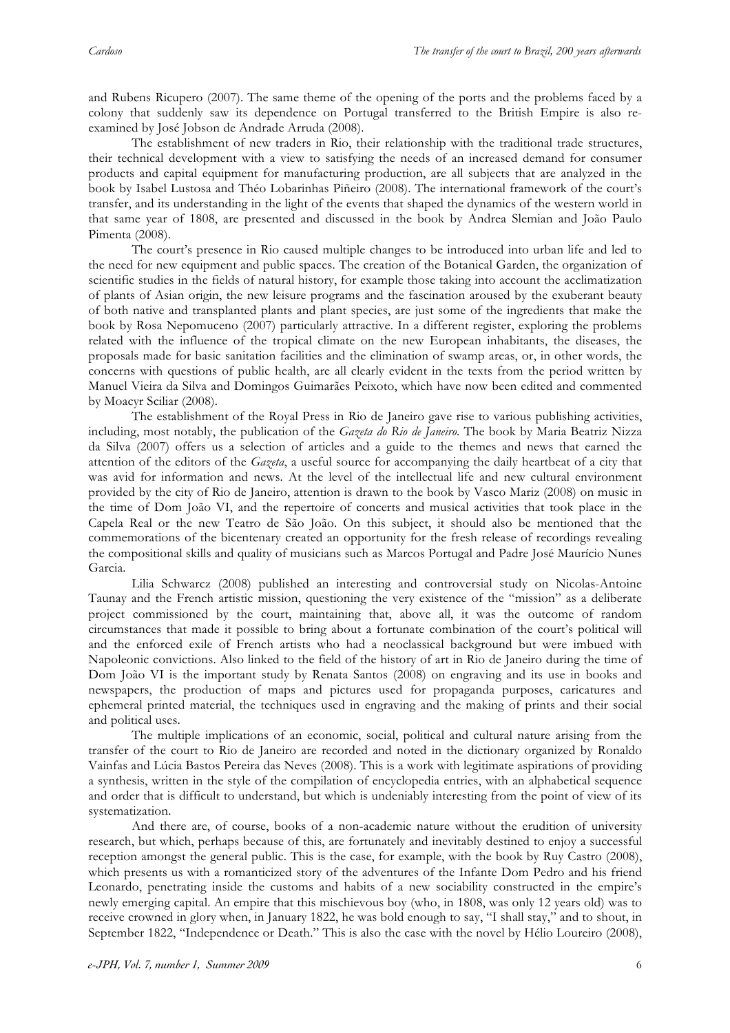and Rubens Ricupero (2007). The same theme of the opening of the ports and the problems faced by a colony that suddenly saw its dependence on Portugal transferred to the British Empire is also re-examined by José Jobson de Andrade Arruda (2008).

The establishment of new traders in Rio, their relationship with the traditional trade structures, their technical development with a view to satisfying the needs of an increased demand for consumer products and capital equipment for manufacturing production, are all subjects that are analyzed in the book by Isabel Lustosa and Théo Lobarinhas Piñeiro (2008). The international framework of the court's transfer, and its understanding in the light of the events that shaped the dynamics of the western world in that same year of 1808, are presented and discussed in the book by Andrea Slemian and João Paulo Pimenta (2008).

The court's presence in Rio caused multiple changes to be introduced into urban life and led to the need for new equipment and public spaces. The creation of the Botanical Garden, the organization of scientific studies in the fields of natural history, for example those taking into account the acclimatization of plants of Asian origin, the new leisure programs and the fascination aroused by the exuberant beauty of both native and transplanted plants and plant species, are just some of the ingredients that make the book by Rosa Nepomuceno (2007) particularly attractive. In a different register, exploring the problems related with the influence of the tropical climate on the new European inhabitants, the diseases, the proposals made for basic sanitation facilities and the elimination of swamp areas, or, in other words, the concerns with questions of public health, are all clearly evident in the texts from the period written by Manuel Vieira da Silva and Domingos Guimarães Peixoto, which have now been edited and commented by Moacyr Scliar (2008).

The establishment of the Royal Press in Rio de Janeiro gave rise to various publishing activities, including, most notably, the publication of the *Gazeta do Rio de Janeiro*. The book by Maria Beatriz Nizza da Silva (2007) offers us a selection of articles and a guide to the themes and news that earned the attention of the editors of the *Gazeta*, a useful source for accompanying the daily heartbeat of a city that was avid for information and news. At the level of the intellectual life and new cultural environment provided by the city of Rio de Janeiro, attention is drawn to the book by Vasco Mariz (2008) on music in the time of Dom João VI, and the repertoire of concerts and musical activities that took place in the Capela Real or the new Teatro de São João. On this subject, it should also be mentioned that the commemorations of the bicentenary created an opportunity for the fresh release of recordings revealing the compositional skills and quality of musicians such as Marcos Portugal and Padre José Maurício Nunes Garcia.

Lilia Schwarcz (2008) published an interesting and controversial study on Nicolas-Antoine Taunay and the French artistic mission, questioning the very existence of the "mission" as a deliberate project commissioned by the court, maintaining that, above all, it was the outcome of random circumstances that made it possible to bring about a fortunate combination of the court's political will and the enforced exile of French artists who had a neoclassical background but were imbued with Napoleonic convictions. Also linked to the field of the history of art in Rio de Janeiro during the time of Dom João VI is the important study by Renata Santos (2008) on engraving and its use in books and newspapers, the production of maps and pictures used for propaganda purposes, caricatures and ephemeral printed material, the techniques used in engraving and the making of prints and their social and political uses.

The multiple implications of an economic, social, political and cultural nature arising from the transfer of the court to Rio de Janeiro are recorded and noted in the dictionary organized by Ronaldo Vainfas and Lúcia Bastos Pereira das Neves (2008). This is a work with legitimate aspirations of providing a synthesis, written in the style of the compilation of encyclopedia entries, with an alphabetical sequence and order that is difficult to understand, but which is undeniably interesting from the point of view of its systematization.

And there are, of course, books of a non-academic nature without the erudition of university research, but which, perhaps because of this, are fortunately and inevitably destined to enjoy a successful reception amongst the general public. This is the case, for example, with the book by Ruy Castro (2008), which presents us with a romanticized story of the adventures of the Infante Dom Pedro and his friend Leonardo, penetrating inside the customs and habits of a new sociability constructed in the empire's newly emerging capital. An empire that this mischievous boy (who, in 1808, was only 12 years old) was to receive crowned in glory when, in January 1822, he was bold enough to say, "I shall stay," and to shout, in September 1822, "Independence or Death." This is also the case with the novel by Hélio Loureiro (2008),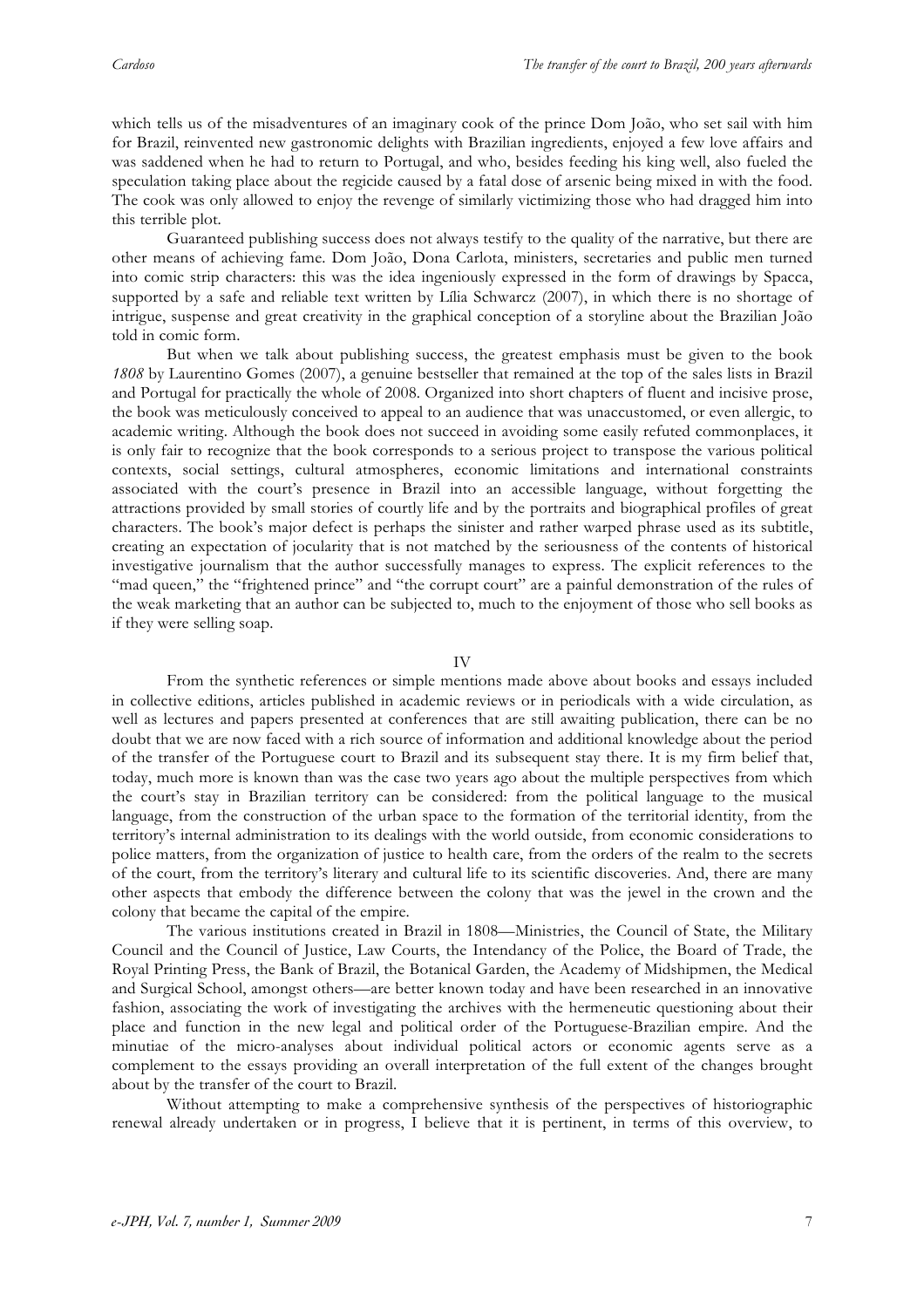which tells us of the misadventures of an imaginary cook of the prince Dom João, who set sail with him for Brazil, reinvented new gastronomic delights with Brazilian ingredients, enjoyed a few love affairs and was saddened when he had to return to Portugal, and who, besides feeding his king well, also fueled the speculation taking place about the regicide caused by a fatal dose of arsenic being mixed in with the food. The cook was only allowed to enjoy the revenge of similarly victimizing those who had dragged him into this terrible plot.

Guaranteed publishing success does not always testify to the quality of the narrative, but there are other means of achieving fame. Dom João, Dona Carlota, ministers, secretaries and public men turned into comic strip characters: this was the idea ingeniously expressed in the form of drawings by Spacca, supported by a safe and reliable text written by Lília Schwarcz (2007), in which there is no shortage of intrigue, suspense and great creativity in the graphical conception of a storyline about the Brazilian João told in comic form.

But when we talk about publishing success, the greatest emphasis must be given to the book *1808* by Laurentino Gomes (2007), a genuine bestseller that remained at the top of the sales lists in Brazil and Portugal for practically the whole of 2008. Organized into short chapters of fluent and incisive prose, the book was meticulously conceived to appeal to an audience that was unaccustomed, or even allergic, to academic writing. Although the book does not succeed in avoiding some easily refuted commonplaces, it is only fair to recognize that the book corresponds to a serious project to transpose the various political contexts, social settings, cultural atmospheres, economic limitations and international constraints associated with the court's presence in Brazil into an accessible language, without forgetting the attractions provided by small stories of courtly life and by the portraits and biographical profiles of great characters. The book's major defect is perhaps the sinister and rather warped phrase used as its subtitle, creating an expectation of jocularity that is not matched by the seriousness of the contents of historical investigative journalism that the author successfully manages to express. The explicit references to the "mad queen," the "frightened prince" and "the corrupt court" are a painful demonstration of the rules of the weak marketing that an author can be subjected to, much to the enjoyment of those who sell books as if they were selling soap.

## IV

From the synthetic references or simple mentions made above about books and essays included in collective editions, articles published in academic reviews or in periodicals with a wide circulation, as well as lectures and papers presented at conferences that are still awaiting publication, there can be no doubt that we are now faced with a rich source of information and additional knowledge about the period of the transfer of the Portuguese court to Brazil and its subsequent stay there. It is my firm belief that, today, much more is known than was the case two years ago about the multiple perspectives from which the court's stay in Brazilian territory can be considered: from the political language to the musical language, from the construction of the urban space to the formation of the territorial identity, from the territory's internal administration to its dealings with the world outside, from economic considerations to police matters, from the organization of justice to health care, from the orders of the realm to the secrets of the court, from the territory's literary and cultural life to its scientific discoveries. And, there are many other aspects that embody the difference between the colony that was the jewel in the crown and the colony that became the capital of the empire.

The various institutions created in Brazil in 1808—Ministries, the Council of State, the Military Council and the Council of Justice, Law Courts, the Intendancy of the Police, the Board of Trade, the Royal Printing Press, the Bank of Brazil, the Botanical Garden, the Academy of Midshipmen, the Medical and Surgical School, amongst others—are better known today and have been researched in an innovative fashion, associating the work of investigating the archives with the hermeneutic questioning about their place and function in the new legal and political order of the Portuguese-Brazilian empire. And the minutiae of the micro-analyses about individual political actors or economic agents serve as a complement to the essays providing an overall interpretation of the full extent of the changes brought about by the transfer of the court to Brazil.

Without attempting to make a comprehensive synthesis of the perspectives of historiographic renewal already undertaken or in progress, I believe that it is pertinent, in terms of this overview, to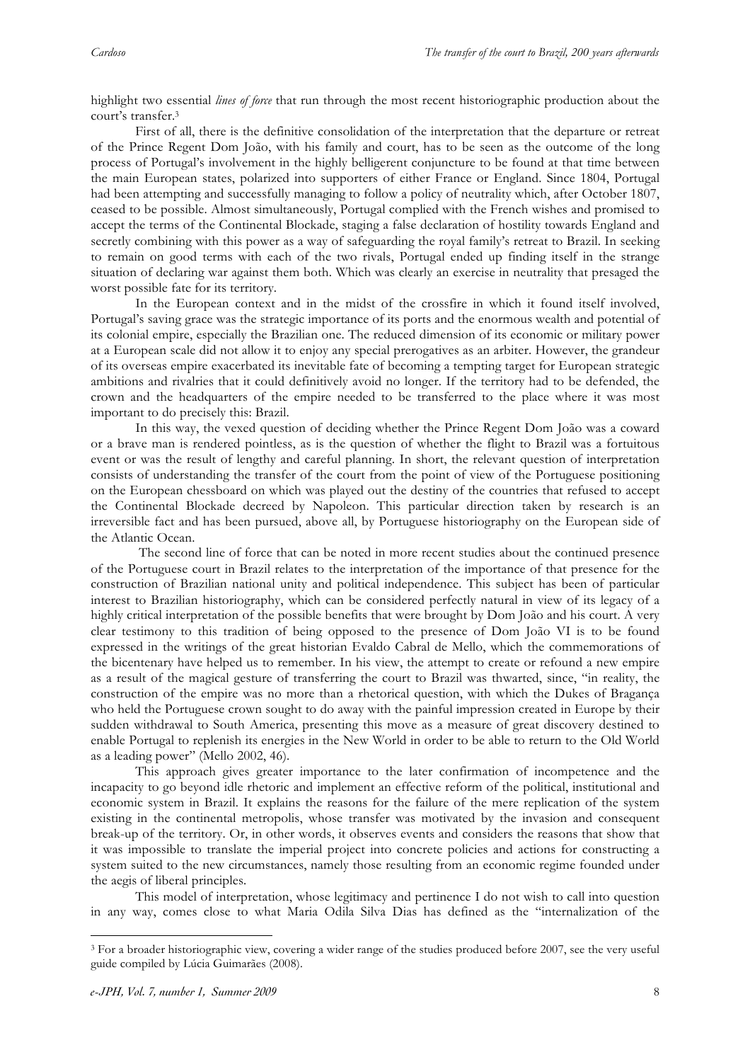highlight two essential *lines of force* that run through the most recent historiographic production about the court's transfer.[3]

First of all, there is the definitive consolidation of the interpretation that the departure or retreat of the Prince Regent Dom João, with his family and court, has to be seen as the outcome of the long process of Portugal's involvement in the highly belligerent conjuncture to be found at that time between the main European states, polarized into supporters of either France or England. Since 1804, Portugal had been attempting and successfully managing to follow a policy of neutrality which, after October 1807, ceased to be possible. Almost simultaneously, Portugal complied with the French wishes and promised to accept the terms of the Continental Blockade, staging a false declaration of hostility towards England and secretly combining with this power as a way of safeguarding the royal family's retreat to Brazil. In seeking to remain on good terms with each of the two rivals, Portugal ended up finding itself in the strange situation of declaring war against them both. Which was clearly an exercise in neutrality that presaged the worst possible fate for its territory.

In the European context and in the midst of the crossfire in which it found itself involved, Portugal's saving grace was the strategic importance of its ports and the enormous wealth and potential of its colonial empire, especially the Brazilian one. The reduced dimension of its economic or military power at a European scale did not allow it to enjoy any special prerogatives as an arbiter. However, the grandeur of its overseas empire exacerbated its inevitable fate of becoming a tempting target for European strategic ambitions and rivalries that it could definitively avoid no longer. If the territory had to be defended, the crown and the headquarters of the empire needed to be transferred to the place where it was most important to do precisely this: Brazil.

In this way, the vexed question of deciding whether the Prince Regent Dom João was a coward or a brave man is rendered pointless, as is the question of whether the flight to Brazil was a fortuitous event or was the result of lengthy and careful planning. In short, the relevant question of interpretation consists of understanding the transfer of the court from the point of view of the Portuguese positioning on the European chessboard on which was played out the destiny of the countries that refused to accept the Continental Blockade decreed by Napoleon. This particular direction taken by research is an irreversible fact and has been pursued, above all, by Portuguese historiography on the European side of the Atlantic Ocean.

The second line of force that can be noted in more recent studies about the continued presence of the Portuguese court in Brazil relates to the interpretation of the importance of that presence for the construction of Brazilian national unity and political independence. This subject has been of particular interest to Brazilian historiography, which can be considered perfectly natural in view of its legacy of a highly critical interpretation of the possible benefits that were brought by Dom João and his court. A very clear testimony to this tradition of being opposed to the presence of Dom João VI is to be found expressed in the writings of the great historian Evaldo Cabral de Mello, which the commemorations of the bicentenary have helped us to remember. In his view, the attempt to create or refound a new empire as a result of the magical gesture of transferring the court to Brazil was thwarted, since, "in reality, the construction of the empire was no more than a rhetorical question, with which the Dukes of Bragança who held the Portuguese crown sought to do away with the painful impression created in Europe by their sudden withdrawal to South America, presenting this move as a measure of great discovery destined to enable Portugal to replenish its energies in the New World in order to be able to return to the Old World as a leading power" (Mello 2002, 46).

This approach gives greater importance to the later confirmation of incompetence and the incapacity to go beyond idle rhetoric and implement an effective reform of the political, institutional and economic system in Brazil. It explains the reasons for the failure of the mere replication of the system existing in the continental metropolis, whose transfer was motivated by the invasion and consequent break-up of the territory. Or, in other words, it observes events and considers the reasons that show that it was impossible to translate the imperial project into concrete policies and actions for constructing a system suited to the new circumstances, namely those resulting from an economic regime founded under the aegis of liberal principles.

This model of interpretation, whose legitimacy and pertinence I do not wish to call into question in any way, comes close to what Maria Odila Silva Dias has defined as the "internalization of the

[3] For a broader historiographic view, covering a wider range of the studies produced before 2007, see the very useful guide compiled by Lúcia Guimarães (2008).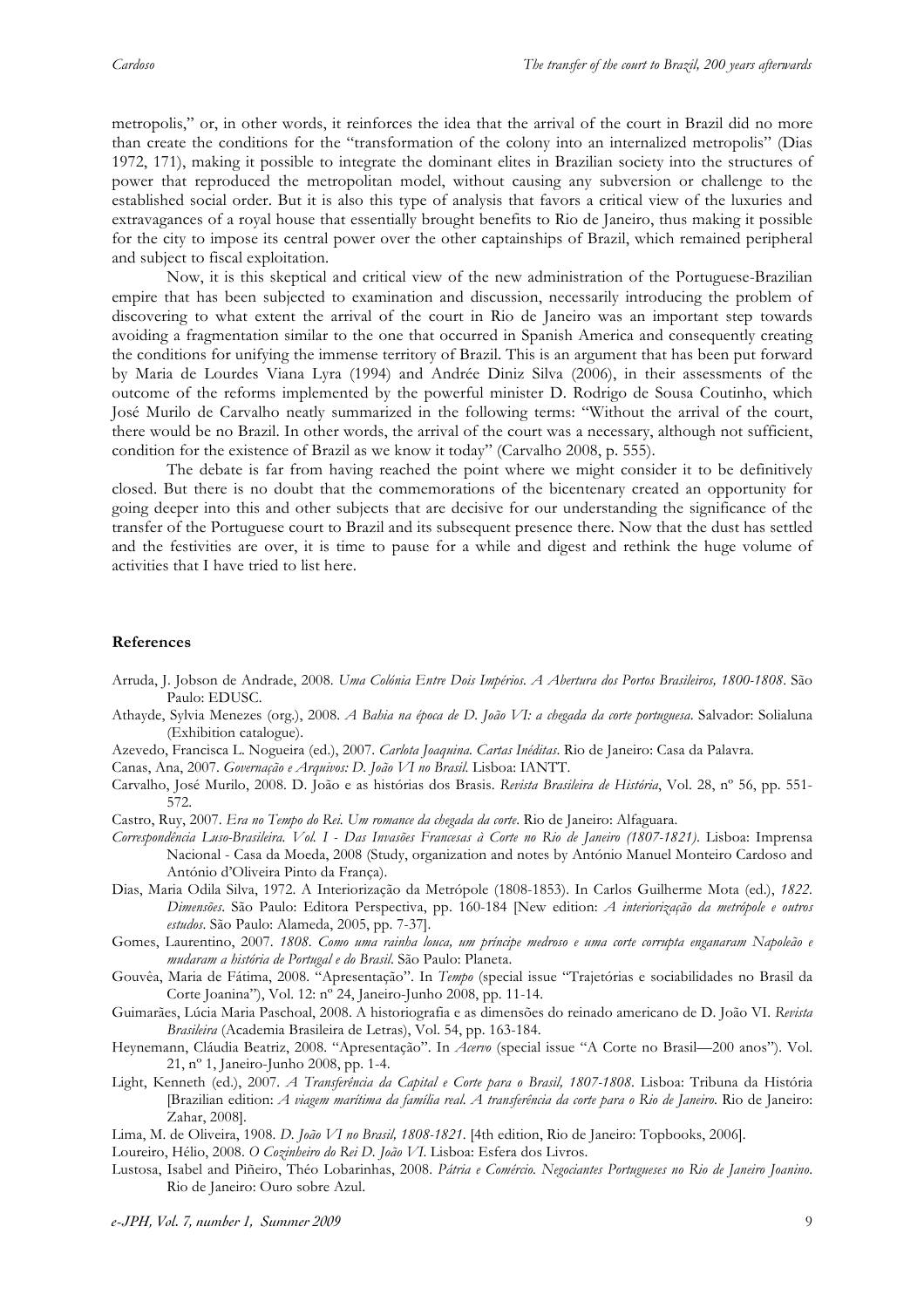metropolis," or, in other words, it reinforces the idea that the arrival of the court in Brazil did no more than create the conditions for the "transformation of the colony into an internalized metropolis" (Dias 1972, 171), making it possible to integrate the dominant elites in Brazilian society into the structures of power that reproduced the metropolitan model, without causing any subversion or challenge to the established social order. But it is also this type of analysis that favors a critical view of the luxuries and extravagances of a royal house that essentially brought benefits to Rio de Janeiro, thus making it possible for the city to impose its central power over the other captainships of Brazil, which remained peripheral and subject to fiscal exploitation.

Now, it is this skeptical and critical view of the new administration of the Portuguese-Brazilian empire that has been subjected to examination and discussion, necessarily introducing the problem of discovering to what extent the arrival of the court in Rio de Janeiro was an important step towards avoiding a fragmentation similar to the one that occurred in Spanish America and consequently creating the conditions for unifying the immense territory of Brazil. This is an argument that has been put forward by Maria de Lourdes Viana Lyra (1994) and Andrée Diniz Silva (2006), in their assessments of the outcome of the reforms implemented by the powerful minister D. Rodrigo de Sousa Coutinho, which José Murilo de Carvalho neatly summarized in the following terms: "Without the arrival of the court, there would be no Brazil. In other words, the arrival of the court was a necessary, although not sufficient, condition for the existence of Brazil as we know it today" (Carvalho 2008, p. 555).

The debate is far from having reached the point where we might consider it to be definitively closed. But there is no doubt that the commemorations of the bicentenary created an opportunity for going deeper into this and other subjects that are decisive for our understanding the significance of the transfer of the Portuguese court to Brazil and its subsequent presence there. Now that the dust has settled and the festivities are over, it is time to pause for a while and digest and rethink the huge volume of activities that I have tried to list here.

## References

Arruda, J. Jobson de Andrade, 2008. *Uma Colónia Entre Dois Impérios. A Abertura dos Portos Brasileiros, 1800-1808*. São Paulo: EDUSC.

Athayde, Sylvia Menezes (org.), 2008. *A Bahia na época de D. João VI: a chegada da corte portuguesa*. Salvador: Solialuna (Exhibition catalogue).

Azevedo, Francisca L. Nogueira (ed.), 2007. *Carlota Joaquina. Cartas Inéditas*. Rio de Janeiro: Casa da Palavra.

Canas, Ana, 2007. *Governação e Arquivos: D. João VI no Brasil*. Lisboa: IANTT.

Carvalho, José Murilo, 2008. D. João e as histórias dos Brasis. *Revista Brasileira de História*, Vol. 28, nº 56, pp. 551-572.

Castro, Ruy, 2007. *Era no Tempo do Rei. Um romance da chegada da corte*. Rio de Janeiro: Alfaguara.

*Correspondência Luso-Brasileira. Vol. I - Das Invasões Francesas à Corte no Rio de Janeiro (1807-1821)*. Lisboa: Imprensa Nacional - Casa da Moeda, 2008 (Study, organization and notes by António Manuel Monteiro Cardoso and António d'Oliveira Pinto da França).

Dias, Maria Odila Silva, 1972. A Interiorização da Metrópole (1808-1853). In Carlos Guilherme Mota (ed.), *1822. Dimensões*. São Paulo: Editora Perspectiva, pp. 160-184 [New edition: *A interiorização da metrópole e outros estudos*. São Paulo: Alameda, 2005, pp. 7-37].

Gomes, Laurentino, 2007. *1808. Como uma rainha louca, um príncipe medroso e uma corte corrupta enganaram Napoleão e mudaram a história de Portugal e do Brasil*. São Paulo: Planeta.

Gouvêa, Maria de Fátima, 2008. "Apresentação". In *Tempo* (special issue "Trajetórias e sociabilidades no Brasil da Corte Joanina"), Vol. 12: nº 24, Janeiro-Junho 2008, pp. 11-14.

Guimarães, Lúcia Maria Paschoal, 2008. A historiografia e as dimensões do reinado americano de D. João VI. *Revista Brasileira* (Academia Brasileira de Letras), Vol. 54, pp. 163-184.

Heynemann, Cláudia Beatriz, 2008. "Apresentação". In *Acervo* (special issue "A Corte no Brasil—200 anos"). Vol. 21, nº 1, Janeiro-Junho 2008, pp. 1-4.

Light, Kenneth (ed.), 2007. *A Transferência da Capital e Corte para o Brasil, 1807-1808*. Lisboa: Tribuna da História [Brazilian edition: *A viagem marítima da família real. A transferência da corte para o Rio de Janeiro*. Rio de Janeiro: Zahar, 2008].

Lima, M. de Oliveira, 1908. *D. João VI no Brasil, 1808-1821*. [4th edition, Rio de Janeiro: Topbooks, 2006].

Loureiro, Hélio, 2008. *O Cozinheiro do Rei D. João VI*. Lisboa: Esfera dos Livros.

Lustosa, Isabel and Piñeiro, Théo Lobarinhas, 2008. *Pátria e Comércio. Negociantes Portugueses no Rio de Janeiro Joanino*. Rio de Janeiro: Ouro sobre Azul.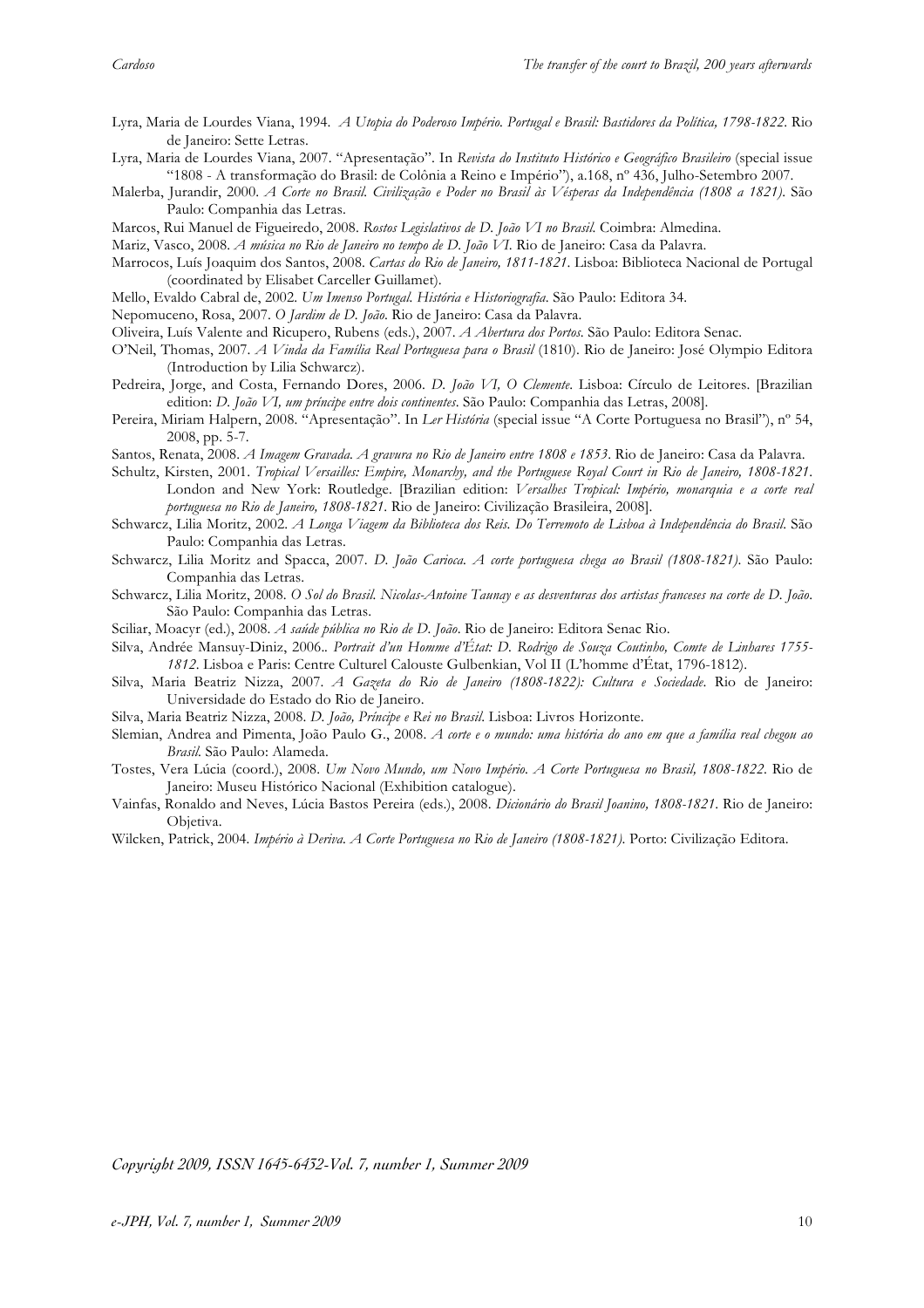Lyra, Maria de Lourdes Viana, 1994. *A Utopia do Poderoso Império. Portugal e Brasil: Bastidores da Política, 1798-1822*. Rio de Janeiro: Sette Letras.

Lyra, Maria de Lourdes Viana, 2007. "Apresentação". In *Revista do Instituto Histórico e Geográfico Brasileiro* (special issue "1808 - A transformação do Brasil: de Colônia a Reino e Império"), a.168, nº 436, Julho-Setembro 2007.

Malerba, Jurandir, 2000. *A Corte no Brasil. Civilização e Poder no Brasil às Vésperas da Independência (1808 a 1821)*. São Paulo: Companhia das Letras.

Marcos, Rui Manuel de Figueiredo, 2008. *Rostos Legislativos de D. João VI no Brasil*. Coimbra: Almedina.

Mariz, Vasco, 2008. *A música no Rio de Janeiro no tempo de D. João VI*. Rio de Janeiro: Casa da Palavra.

Marrocos, Luís Joaquim dos Santos, 2008. *Cartas do Rio de Janeiro, 1811-1821*. Lisboa: Biblioteca Nacional de Portugal (coordinated by Elisabet Carceller Guillamet).

Mello, Evaldo Cabral de, 2002. *Um Imenso Portugal. História e Historiografia*. São Paulo: Editora 34.

Nepomuceno, Rosa, 2007. *O Jardim de D. João*. Rio de Janeiro: Casa da Palavra.

Oliveira, Luís Valente and Ricupero, Rubens (eds.), 2007. *A Abertura dos Portos*. São Paulo: Editora Senac.

O'Neil, Thomas, 2007. *A Vinda da Família Real Portuguesa para o Brasil* (1810). Rio de Janeiro: José Olympio Editora (Introduction by Lilia Schwarcz).

Pedreira, Jorge, and Costa, Fernando Dores, 2006. *D. João VI, O Clemente*. Lisboa: Círculo de Leitores. [Brazilian edition: *D. João VI, um príncipe entre dois continentes*. São Paulo: Companhia das Letras, 2008].

Pereira, Miriam Halpern, 2008. "Apresentação". In *Ler História* (special issue "A Corte Portuguesa no Brasil"), nº 54, 2008, pp. 5-7.

Santos, Renata, 2008. *A Imagem Gravada. A gravura no Rio de Janeiro entre 1808 e 1853*. Rio de Janeiro: Casa da Palavra.

Schultz, Kirsten, 2001. *Tropical Versailles: Empire, Monarchy, and the Portuguese Royal Court in Rio de Janeiro, 1808-1821*. London and New York: Routledge. [Brazilian edition: *Versalhes Tropical: Império, monarquia e a corte real portuguesa no Rio de Janeiro, 1808-1821*. Rio de Janeiro: Civilização Brasileira, 2008].

Schwarcz, Lilia Moritz, 2002. *A Longa Viagem da Biblioteca dos Reis. Do Terremoto de Lisboa à Independência do Brasil*. São Paulo: Companhia das Letras.

Schwarcz, Lilia Moritz and Spacca, 2007. *D. João Carioca. A corte portuguesa chega ao Brasil (1808-1821)*. São Paulo: Companhia das Letras.

Schwarcz, Lilia Moritz, 2008. *O Sol do Brasil. Nicolas-Antoine Taunay e as desventuras dos artistas franceses na corte de D. João*. São Paulo: Companhia das Letras.

Scliar, Moacyr (ed.), 2008. *A saúde pública no Rio de D. João*. Rio de Janeiro: Editora Senac Rio.

Silva, Andrée Mansuy-Diniz, 2006.. *Portrait d'un Homme d'État: D. Rodrigo de Souza Coutinho, Comte de Linhares 1755-1812*. Lisboa e Paris: Centre Culturel Calouste Gulbenkian, Vol II (L'homme d'État, 1796-1812).

Silva, Maria Beatriz Nizza, 2007. *A Gazeta do Rio de Janeiro (1808-1822): Cultura e Sociedade*. Rio de Janeiro: Universidade do Estado do Rio de Janeiro.

Silva, Maria Beatriz Nizza, 2008. *D. João, Príncipe e Rei no Brasil*. Lisboa: Livros Horizonte.

Slemian, Andrea and Pimenta, João Paulo G., 2008. *A corte e o mundo: uma história do ano em que a família real chegou ao Brasil*. São Paulo: Alameda.

Tostes, Vera Lúcia (coord.), 2008. *Um Novo Mundo, um Novo Império. A Corte Portuguesa no Brasil, 1808-1822*. Rio de Janeiro: Museu Histórico Nacional (Exhibition catalogue).

Vainfas, Ronaldo and Neves, Lúcia Bastos Pereira (eds.), 2008. *Dicionário do Brasil Joanino, 1808-1821*. Rio de Janeiro: Objetiva.

Wilcken, Patrick, 2004. *Império à Deriva. A Corte Portuguesa no Rio de Janeiro (1808-1821)*. Porto: Civilização Editora.

*Copyright 2009, ISSN 1645-6432-Vol. 7, number 1, Summer 2009*